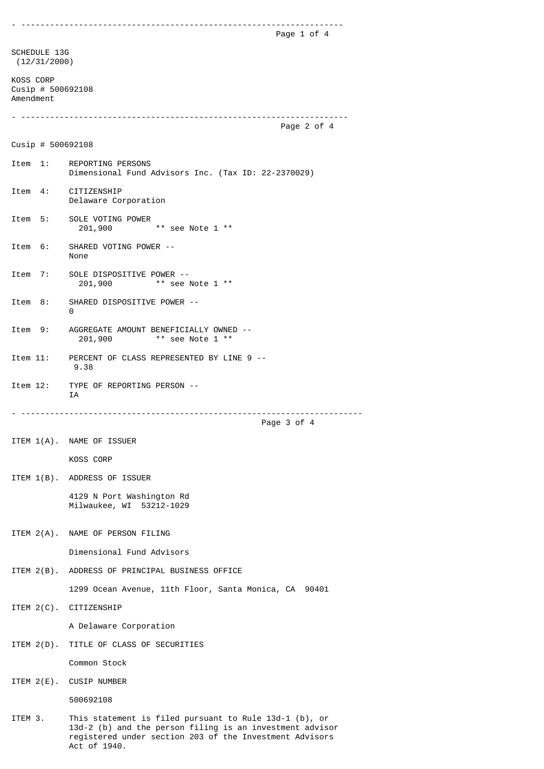SCHEDULE 13G
(12/31/2000)

KOSS CORP
Cusip # 500692108
Amendment

---

Cusip # 500692108

Item 1: REPORTING PERSONS
Dimensional Fund Advisors Inc. (Tax ID: 22-2370029)

Item 4: CITIZENSHIP
Delaware Corporation

Item 5: SOLE VOTING POWER
201,900 ** see Note 1 **

Item 6: SHARED VOTING POWER --
None

Item 7: SOLE DISPOSITIVE POWER --
201,900 ** see Note 1 **

Item 8: SHARED DISPOSITIVE POWER --
0

Item 9: AGGREGATE AMOUNT BENEFICIALLY OWNED --
201,900 ** see Note 1 **

Item 11: PERCENT OF CLASS REPRESENTED BY LINE 9 --
9.38

Item 12: TYPE OF REPORTING PERSON --
IA

---

ITEM 1(A). NAME OF ISSUER

KOSS CORP

ITEM 1(B). ADDRESS OF ISSUER

4129 N Port Washington Rd
Milwaukee, WI 53212-1029

ITEM 2(A). NAME OF PERSON FILING

Dimensional Fund Advisors

ITEM 2(B). ADDRESS OF PRINCIPAL BUSINESS OFFICE

1299 Ocean Avenue, 11th Floor, Santa Monica, CA 90401

ITEM 2(C). CITIZENSHIP

A Delaware Corporation

ITEM 2(D). TITLE OF CLASS OF SECURITIES

Common Stock

ITEM 2(E). CUSIP NUMBER

500692108

ITEM 3. This statement is filed pursuant to Rule 13d-1 (b), or 13d-2 (b) and the person filing is an investment advisor registered under section 203 of the Investment Advisors Act of 1940.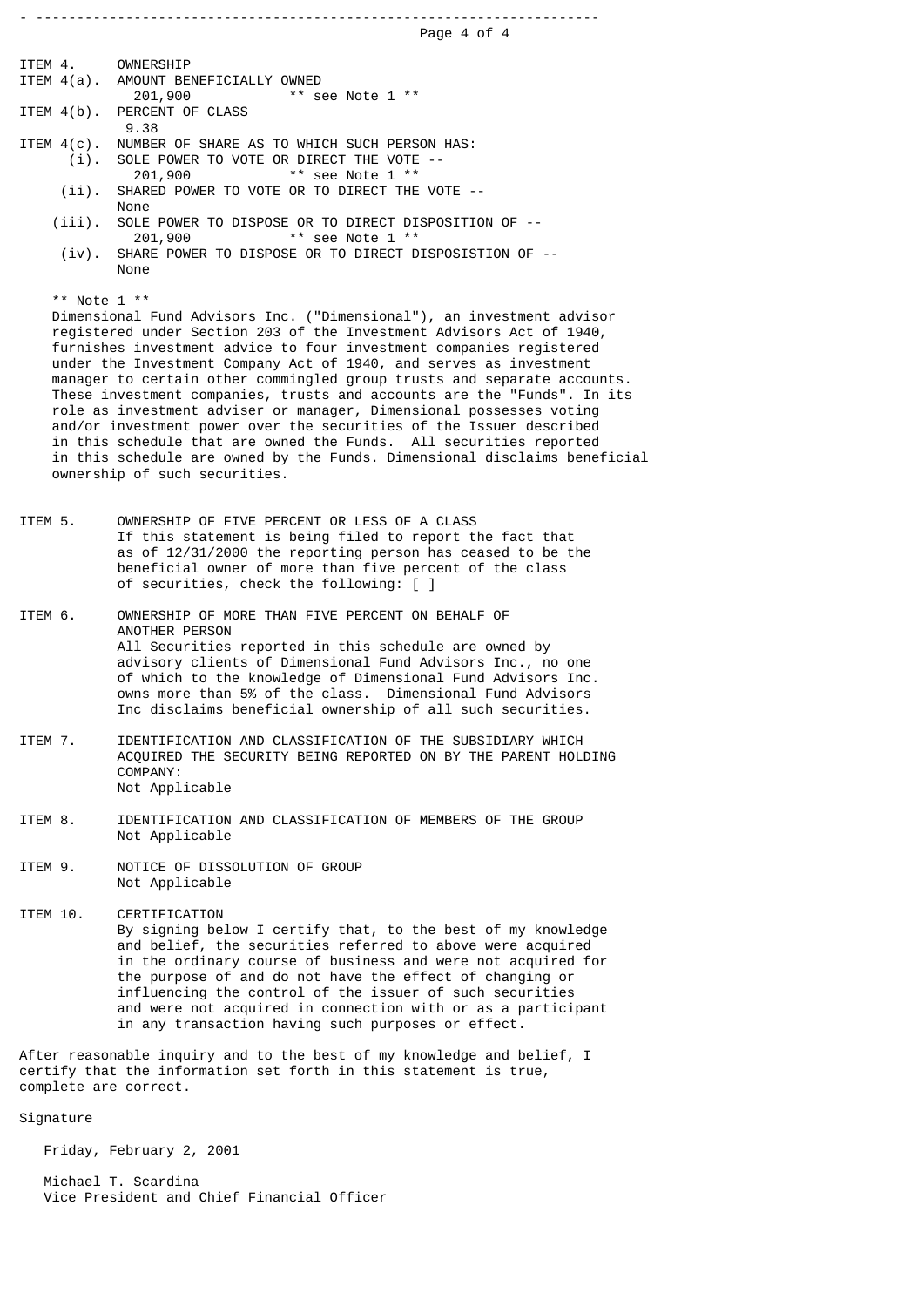ITEM 4. OWNERSHIP

ITEM 4(a). AMOUNT BENEFICIALLY OWNED
201,900 ** see Note 1 **

ITEM 4(b). PERCENT OF CLASS
9.38

ITEM 4(c). NUMBER OF SHARE AS TO WHICH SUCH PERSON HAS:

(i). SOLE POWER TO VOTE OR DIRECT THE VOTE --
201,900 ** see Note 1 **

(ii). SHARED POWER TO VOTE OR TO DIRECT THE VOTE --
None

(iii). SOLE POWER TO DISPOSE OR TO DIRECT DISPOSITION OF --
201,900 ** see Note 1 **

(iv). SHARE POWER TO DISPOSE OR TO DIRECT DISPOSISTION OF --
None

** Note 1 **

Dimensional Fund Advisors Inc. ("Dimensional"), an investment advisor registered under Section 203 of the Investment Advisors Act of 1940, furnishes investment advice to four investment companies registered under the Investment Company Act of 1940, and serves as investment manager to certain other commingled group trusts and separate accounts. These investment companies, trusts and accounts are the "Funds". In its role as investment adviser or manager, Dimensional possesses voting and/or investment power over the securities of the Issuer described in this schedule that are owned the Funds. All securities reported in this schedule are owned by the Funds. Dimensional disclaims beneficial ownership of such securities.

ITEM 5. OWNERSHIP OF FIVE PERCENT OR LESS OF A CLASS
If this statement is being filed to report the fact that as of 12/31/2000 the reporting person has ceased to be the beneficial owner of more than five percent of the class of securities, check the following: [ ]

ITEM 6. OWNERSHIP OF MORE THAN FIVE PERCENT ON BEHALF OF ANOTHER PERSON
All Securities reported in this schedule are owned by advisory clients of Dimensional Fund Advisors Inc., no one of which to the knowledge of Dimensional Fund Advisors Inc. owns more than 5% of the class. Dimensional Fund Advisors Inc disclaims beneficial ownership of all such securities.

ITEM 7. IDENTIFICATION AND CLASSIFICATION OF THE SUBSIDIARY WHICH ACQUIRED THE SECURITY BEING REPORTED ON BY THE PARENT HOLDING COMPANY:
Not Applicable

ITEM 8. IDENTIFICATION AND CLASSIFICATION OF MEMBERS OF THE GROUP
Not Applicable

ITEM 9. NOTICE OF DISSOLUTION OF GROUP
Not Applicable

ITEM 10. CERTIFICATION
By signing below I certify that, to the best of my knowledge and belief, the securities referred to above were acquired in the ordinary course of business and were not acquired for the purpose of and do not have the effect of changing or influencing the control of the issuer of such securities and were not acquired in connection with or as a participant in any transaction having such purposes or effect.

After reasonable inquiry and to the best of my knowledge and belief, I certify that the information set forth in this statement is true, complete are correct.

Signature

Friday, February 2, 2001

Michael T. Scardina
Vice President and Chief Financial Officer